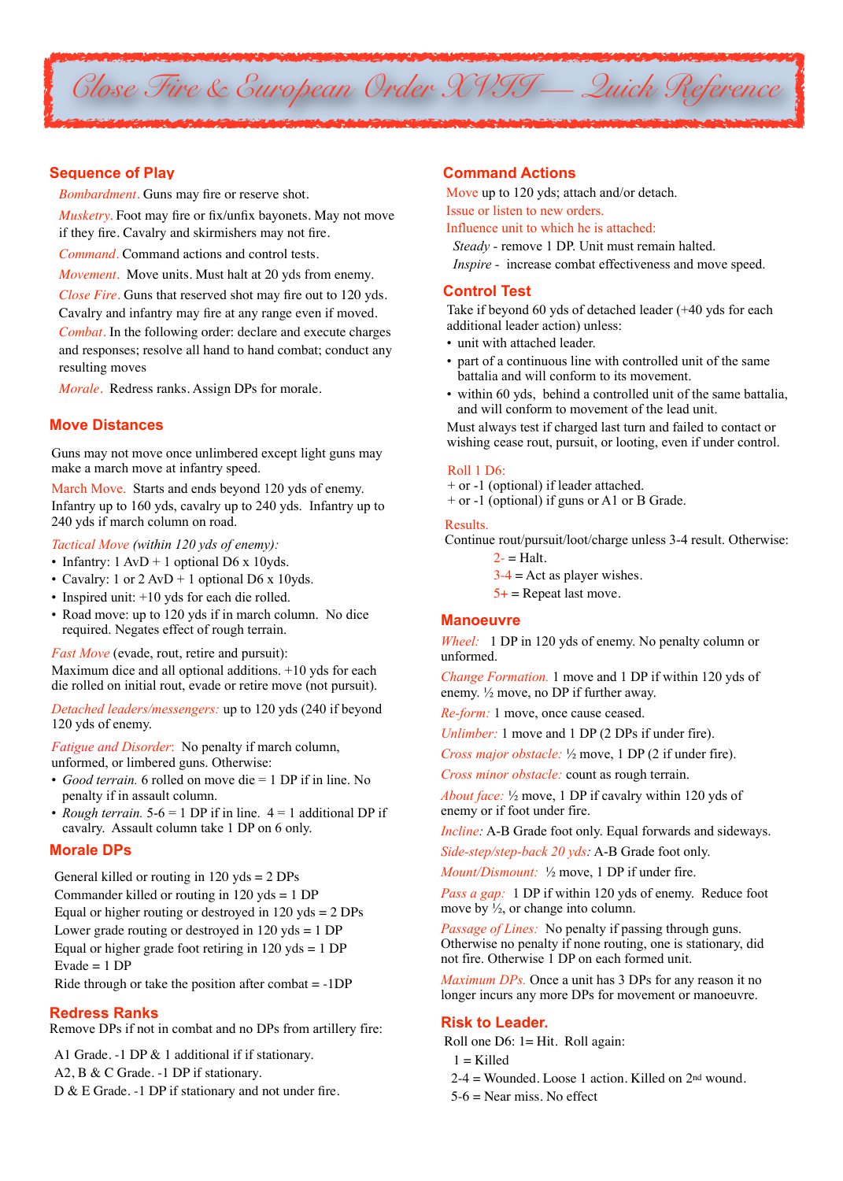# Close Fire & European Order XVII — Quick Reference

## Sequence of Play

*Bombardment.* Guns may fire or reserve shot.

*Musketry.* Foot may fire or fix/unfix bayonets. May not move if they fire. Cavalry and skirmishers may not fire.

*Command.* Command actions and control tests.

*Movement.* Move units. Must halt at 20 yds from enemy.

*Close Fire.* Guns that reserved shot may fire out to 120 yds. Cavalry and infantry may fire at any range even if moved.

*Combat.* In the following order: declare and execute charges and responses; resolve all hand to hand combat; conduct any resulting moves

*Morale.* Redress ranks. Assign DPs for morale.

## Move Distances

Guns may not move once unlimbered except light guns may make a march move at infantry speed.

March Move. Starts and ends beyond 120 yds of enemy. Infantry up to 160 yds, cavalry up to 240 yds. Infantry up to 240 yds if march column on road.

*Tactical Move (within 120 yds of enemy):*

- Infantry: 1 AvD + 1 optional D6 x 10yds.
- Cavalry: 1 or 2 AvD + 1 optional D6 x 10yds.
- Inspired unit: +10 yds for each die rolled.
- Road move: up to 120 yds if in march column. No dice required. Negates effect of rough terrain.

*Fast Move* (evade, rout, retire and pursuit): Maximum dice and all optional additions. +10 yds for each die rolled on initial rout, evade or retire move (not pursuit).

*Detached leaders/messengers:* up to 120 yds (240 if beyond 120 yds of enemy.

*Fatigue and Disorder*: No penalty if march column, unformed, or limbered guns. Otherwise:

- *Good terrain.* 6 rolled on move die = 1 DP if in line. No penalty if in assault column.
- *Rough terrain.* 5-6 = 1 DP if in line. 4 = 1 additional DP if cavalry. Assault column take 1 DP on 6 only.

## Morale DPs

General killed or routing in 120 yds = 2 DPs
Commander killed or routing in 120 yds = 1 DP
Equal or higher routing or destroyed in 120 yds = 2 DPs
Lower grade routing or destroyed in 120 yds = 1 DP
Equal or higher grade foot retiring in 120 yds = 1 DP
Evade = 1 DP
Ride through or take the position after combat = -1DP

## Redress Ranks

Remove DPs if not in combat and no DPs from artillery fire:

A1 Grade. -1 DP & 1 additional if if stationary.
A2, B & C Grade. -1 DP if stationary.
D & E Grade. -1 DP if stationary and not under fire.

## Command Actions

Move up to 120 yds; attach and/or detach.
Issue or listen to new orders.
Influence unit to which he is attached:

*Steady* - remove 1 DP. Unit must remain halted.
*Inspire* - increase combat effectiveness and move speed.

## Control Test

Take if beyond 60 yds of detached leader (+40 yds for each additional leader action) unless:

- unit with attached leader.
- part of a continuous line with controlled unit of the same battalia and will conform to its movement.
- within 60 yds, behind a controlled unit of the same battalia, and will conform to movement of the lead unit.

Must always test if charged last turn and failed to contact or wishing cease rout, pursuit, or looting, even if under control.

Roll 1 D6:
+ or -1 (optional) if leader attached.
+ or -1 (optional) if guns or A1 or B Grade.

Results.
Continue rout/pursuit/loot/charge unless 3-4 result. Otherwise:

2- = Halt.
3-4 = Act as player wishes.
5+ = Repeat last move.

## Manoeuvre

*Wheel:* 1 DP in 120 yds of enemy. No penalty column or unformed.

*Change Formation.* 1 move and 1 DP if within 120 yds of enemy. ½ move, no DP if further away.

*Re-form:* 1 move, once cause ceased.

*Unlimber:* 1 move and 1 DP (2 DPs if under fire).

*Cross major obstacle:* ½ move, 1 DP (2 if under fire).

*Cross minor obstacle:* count as rough terrain.

*About face:* ½ move, 1 DP if cavalry within 120 yds of enemy or if foot under fire.

*Incline:* A-B Grade foot only. Equal forwards and sideways.

*Side-step/step-back 20 yds:* A-B Grade foot only.

*Mount/Dismount:* ½ move, 1 DP if under fire.

*Pass a gap:* 1 DP if within 120 yds of enemy. Reduce foot move by ½, or change into column.

*Passage of Lines:* No penalty if passing through guns. Otherwise no penalty if none routing, one is stationary, did not fire. Otherwise 1 DP on each formed unit.

*Maximum DPs.* Once a unit has 3 DPs for any reason it no longer incurs any more DPs for movement or manoeuvre.

## Risk to Leader.

Roll one D6: 1= Hit. Roll again:

1 = Killed
2-4 = Wounded. Loose 1 action. Killed on 2nd wound.
5-6 = Near miss. No effect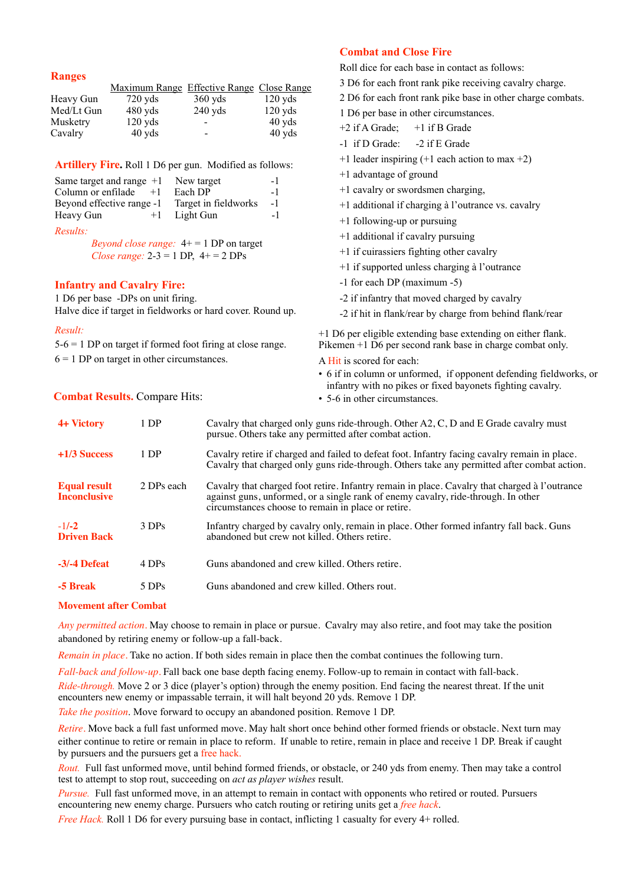## Ranges

| | Maximum Range | Effective Range | Close Range |
|---|---|---|---|
| Heavy Gun | 720 yds | 360 yds | 120 yds |
| Med/Lt Gun | 480 yds | 240 yds | 120 yds |
| Musketry | 120 yds | - | 40 yds |
| Cavalry | 40 yds | - | 40 yds |

## Artillery Fire. 

Roll 1 D6 per gun. Modified as follows:

| | | | |
|---|---|---|---|
| Same target and range | +1 | New target | -1 |
| Column or enfilade | +1 | Each DP | -1 |
| Beyond effective range | -1 | Target in fieldworks | -1 |
| Heavy Gun | +1 | Light Gun | -1 |

*Results:*

*Beyond close range:* 4+ = 1 DP on target

*Close range:* 2-3 = 1 DP, 4+ = 2 DPs

## Infantry and Cavalry Fire:

1 D6 per base -DPs on unit firing.
Halve dice if target in fieldworks or hard cover. Round up.

*Result:*

5-6 = 1 DP on target if formed foot firing at close range.

6 = 1 DP on target in other circumstances.

## Combat and Close Fire

Roll dice for each base in contact as follows:

3 D6 for each front rank pike receiving cavalry charge.

2 D6 for each front rank pike base in other charge combats.

1 D6 per base in other circumstances.

+2 if A Grade; +1 if B Grade

-1 if D Grade: -2 if E Grade

+1 leader inspiring (+1 each action to max +2)

+1 advantage of ground

+1 cavalry or swordsmen charging,

+1 additional if charging à l'outrance vs. cavalry

+1 following-up or pursuing

+1 additional if cavalry pursuing

+1 if cuirassiers fighting other cavalry

+1 if supported unless charging à l'outrance

-1 for each DP (maximum -5)

-2 if infantry that moved charged by cavalry

-2 if hit in flank/rear by charge from behind flank/rear

+1 D6 per eligible extending base extending on either flank.
Pikemen +1 D6 per second rank base in charge combat only.

A Hit is scored for each:

- 6 if in column or unformed, if opponent defending fieldworks, or infantry with no pikes or fixed bayonets fighting cavalry.
- 5-6 in other circumstances.

## Combat Results. 

Compare Hits:

| | | |
|---|---|---|
| **4+ Victory** | 1 DP | Cavalry that charged only guns ride-through. Other A2, C, D and E Grade cavalry must pursue. Others take any permitted after combat action. |
| **+1/3 Success** | 1 DP | Cavalry retire if charged and failed to defeat foot. Infantry facing cavalry remain in place. Cavalry that charged only guns ride-through. Others take any permitted after combat action. |
| **Equal result Inconclusive** | 2 DPs each | Cavalry that charged foot retire. Infantry remain in place. Cavalry that charged à l'outrance against guns, unformed, or a single rank of enemy cavalry, ride-through. In other circumstances choose to remain in place or retire. |
| **-1/-2 Driven Back** | 3 DPs | Infantry charged by cavalry only, remain in place. Other formed infantry fall back. Guns abandoned but crew not killed. Others retire. |
| **-3/-4 Defeat** | 4 DPs | Guns abandoned and crew killed. Others retire. |
| **-5 Break** | 5 DPs | Guns abandoned and crew killed. Others rout. |

### Movement after Combat

*Any permitted action.* May choose to remain in place or pursue. Cavalry may also retire, and foot may take the position abandoned by retiring enemy or follow-up a fall-back.

*Remain in place.* Take no action. If both sides remain in place then the combat continues the following turn.

*Fall-back and follow-up.* Fall back one base depth facing enemy. Follow-up to remain in contact with fall-back.

*Ride-through.* Move 2 or 3 dice (player's option) through the enemy position. End facing the nearest threat. If the unit encounters new enemy or impassable terrain, it will halt beyond 20 yds. Remove 1 DP.

*Take the position.* Move forward to occupy an abandoned position. Remove 1 DP.

*Retire.* Move back a full fast unformed move. May halt short once behind other formed friends or obstacle. Next turn may either continue to retire or remain in place to reform. If unable to retire, remain in place and receive 1 DP. Break if caught by pursuers and the pursuers get a free hack.

*Rout.* Full fast unformed move, until behind formed friends, or obstacle, or 240 yds from enemy. Then may take a control test to attempt to stop rout, succeeding on *act as player wishes* result.

*Pursue.* Full fast unformed move, in an attempt to remain in contact with opponents who retired or routed. Pursuers encountering new enemy charge. Pursuers who catch routing or retiring units get a *free hack*.

*Free Hack.* Roll 1 D6 for every pursuing base in contact, inflicting 1 casualty for every 4+ rolled.